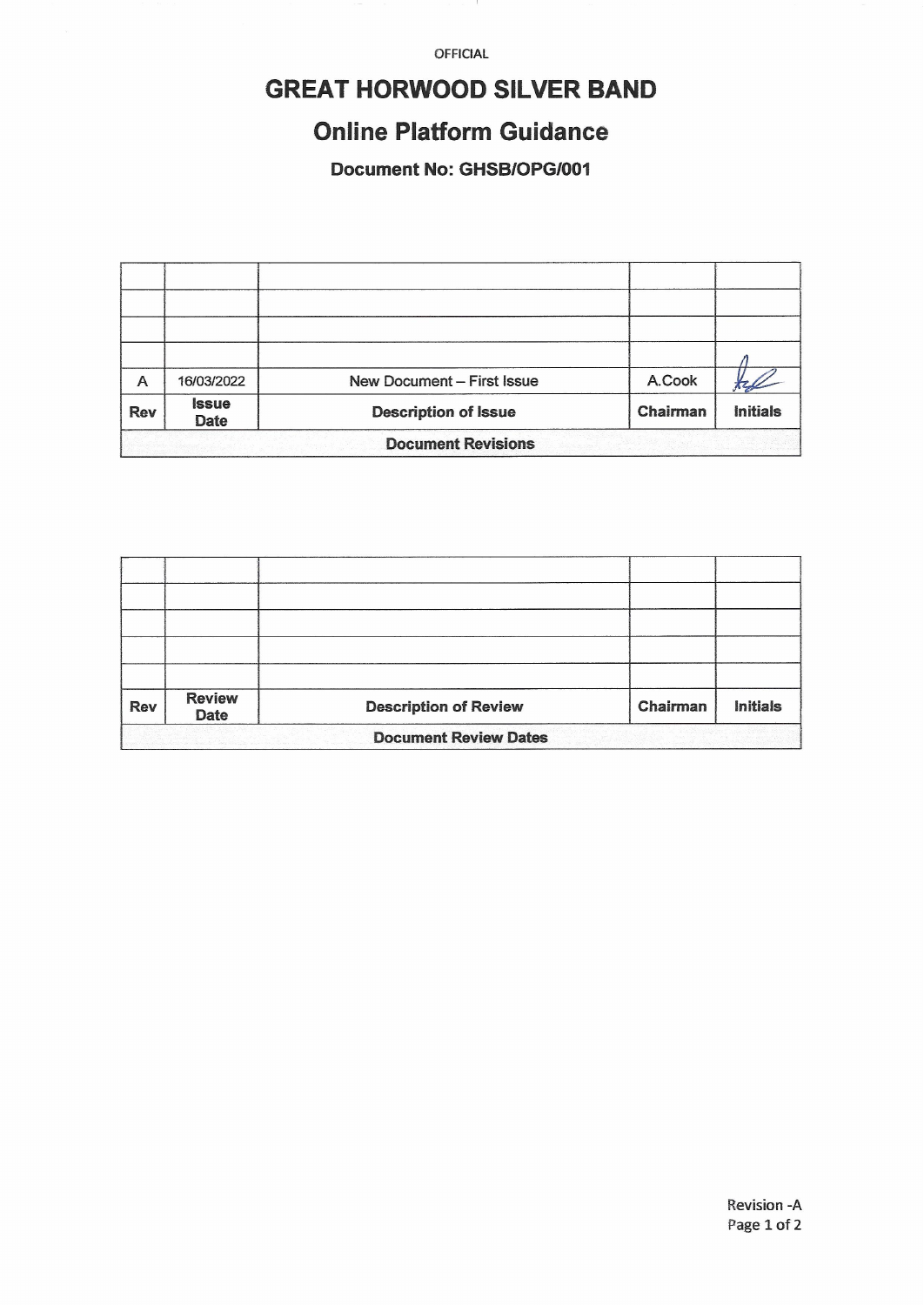OFFICIAL

# GREAT HORWOOD SILVER BAND

## Online Platform Guidance

### Document No: GHSB/OPG/001

| Rev | Issue Date | Description of Issue | Chairman | Initials |
|---|---|---|---|---|
| | | | | |
| | | | | |
| | | | | |
| | | | | |
| A | 16/03/2022 | New Document – First Issue | A.Cook | (signature) |

**Document Revisions**

| Rev | Review Date | Description of Review | Chairman | Initials |
|---|---|---|---|---|
| | | | | |
| | | | | |
| | | | | |
| | | | | |
| | | | | |

**Document Review Dates**

Revision -A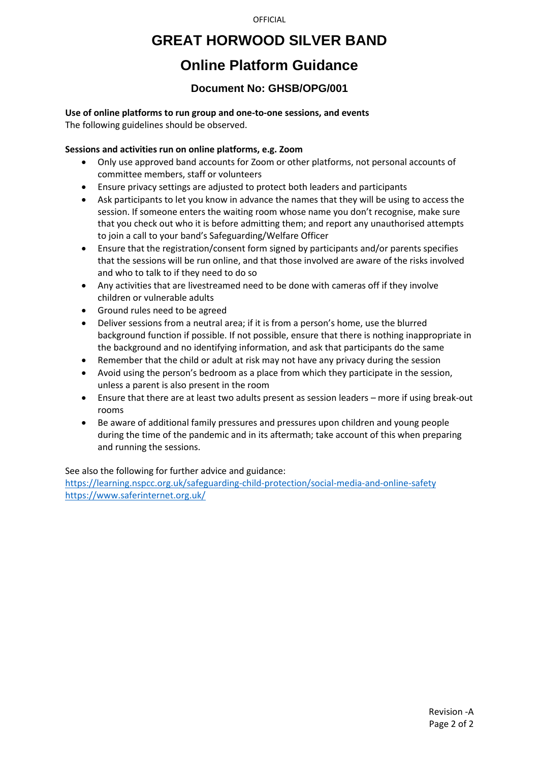# GREAT HORWOOD SILVER BAND

## Online Platform Guidance

### Document No: GHSB/OPG/001

**Use of online platforms to run group and one-to-one sessions, and events**
The following guidelines should be observed.

**Sessions and activities run on online platforms, e.g. Zoom**

- Only use approved band accounts for Zoom or other platforms, not personal accounts of committee members, staff or volunteers
- Ensure privacy settings are adjusted to protect both leaders and participants
- Ask participants to let you know in advance the names that they will be using to access the session. If someone enters the waiting room whose name you don't recognise, make sure that you check out who it is before admitting them; and report any unauthorised attempts to join a call to your band's Safeguarding/Welfare Officer
- Ensure that the registration/consent form signed by participants and/or parents specifies that the sessions will be run online, and that those involved are aware of the risks involved and who to talk to if they need to do so
- Any activities that are livestreamed need to be done with cameras off if they involve children or vulnerable adults
- Ground rules need to be agreed
- Deliver sessions from a neutral area; if it is from a person's home, use the blurred background function if possible. If not possible, ensure that there is nothing inappropriate in the background and no identifying information, and ask that participants do the same
- Remember that the child or adult at risk may not have any privacy during the session
- Avoid using the person's bedroom as a place from which they participate in the session, unless a parent is also present in the room
- Ensure that there are at least two adults present as session leaders – more if using break-out rooms
- Be aware of additional family pressures and pressures upon children and young people during the time of the pandemic and in its aftermath; take account of this when preparing and running the sessions.

See also the following for further advice and guidance:
https://learning.nspcc.org.uk/safeguarding-child-protection/social-media-and-online-safety
https://www.saferinternet.org.uk/

Revision -A